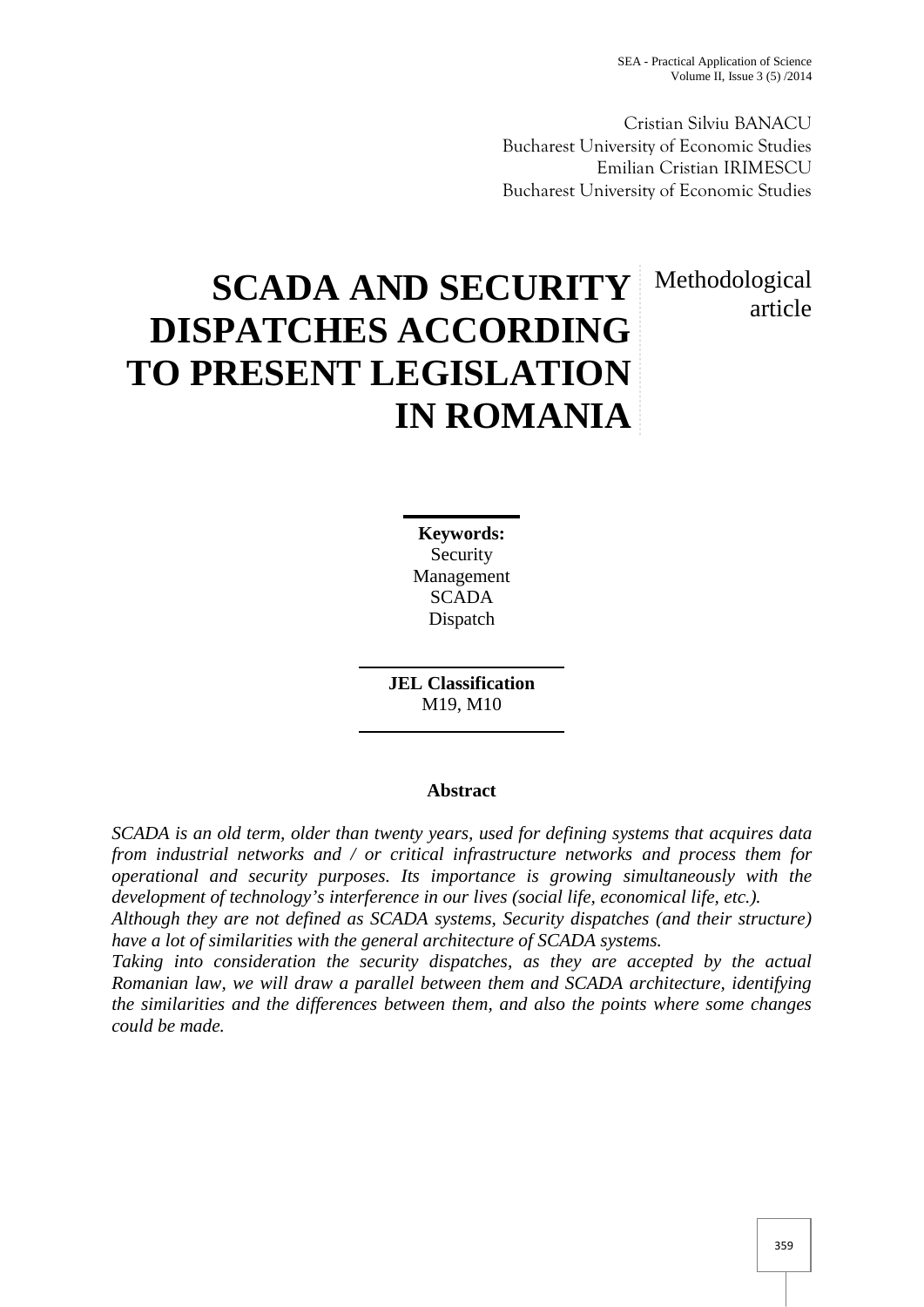Cristian Silviu BANACU
Bucharest University of Economic Studies
Emilian Cristian IRIMESCU
Bucharest University of Economic Studies

# SCADA AND SECURITY DISPATCHES ACCORDING TO PRESENT LEGISLATION IN ROMANIA

Methodological article

**Keywords:**
Security
Management
SCADA
Dispatch

**JEL Classification**
M19, M10

### Abstract

*SCADA is an old term, older than twenty years, used for defining systems that acquires data from industrial networks and / or critical infrastructure networks and process them for operational and security purposes. Its importance is growing simultaneously with the development of technology's interference in our lives (social life, economical life, etc.).*

*Although they are not defined as SCADA systems, Security dispatches (and their structure) have a lot of similarities with the general architecture of SCADA systems.*

*Taking into consideration the security dispatches, as they are accepted by the actual Romanian law, we will draw a parallel between them and SCADA architecture, identifying the similarities and the differences between them, and also the points where some changes could be made.*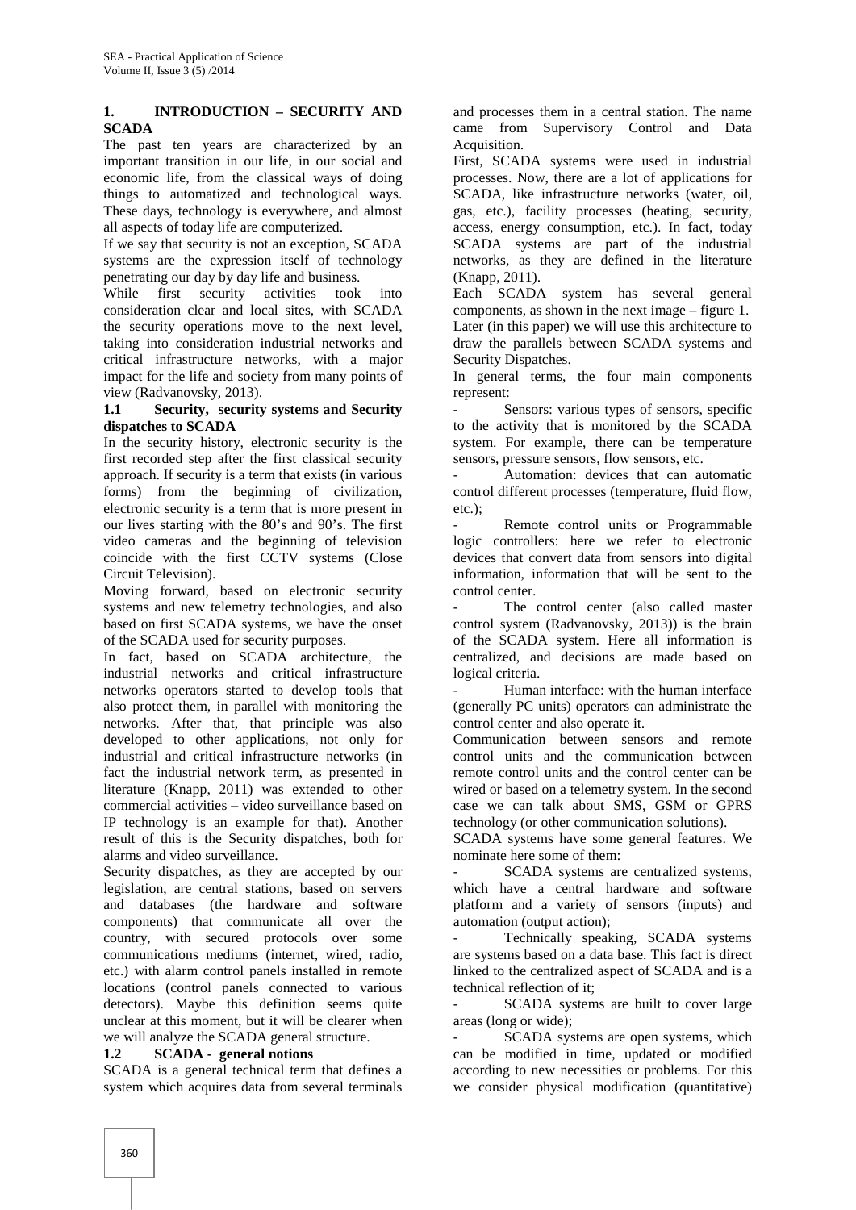## 1. INTRODUCTION – SECURITY AND SCADA

The past ten years are characterized by an important transition in our life, in our social and economic life, from the classical ways of doing things to automatized and technological ways. These days, technology is everywhere, and almost all aspects of today life are computerized.

If we say that security is not an exception, SCADA systems are the expression itself of technology penetrating our day by day life and business.

While first security activities took into consideration clear and local sites, with SCADA the security operations move to the next level, taking into consideration industrial networks and critical infrastructure networks, with a major impact for the life and society from many points of view (Radvanovsky, 2013).

### 1.1 Security, security systems and Security dispatches to SCADA

In the security history, electronic security is the first recorded step after the first classical security approach. If security is a term that exists (in various forms) from the beginning of civilization, electronic security is a term that is more present in our lives starting with the 80's and 90's. The first video cameras and the beginning of television coincide with the first CCTV systems (Close Circuit Television).

Moving forward, based on electronic security systems and new telemetry technologies, and also based on first SCADA systems, we have the onset of the SCADA used for security purposes.

In fact, based on SCADA architecture, the industrial networks and critical infrastructure networks operators started to develop tools that also protect them, in parallel with monitoring the networks. After that, that principle was also developed to other applications, not only for industrial and critical infrastructure networks (in fact the industrial network term, as presented in literature (Knapp, 2011) was extended to other commercial activities – video surveillance based on IP technology is an example for that). Another result of this is the Security dispatches, both for alarms and video surveillance.

Security dispatches, as they are accepted by our legislation, are central stations, based on servers and databases (the hardware and software components) that communicate all over the country, with secured protocols over some communications mediums (internet, wired, radio, etc.) with alarm control panels installed in remote locations (control panels connected to various detectors). Maybe this definition seems quite unclear at this moment, but it will be clearer when we will analyze the SCADA general structure.

### 1.2 SCADA - general notions

SCADA is a general technical term that defines a system which acquires data from several terminals and processes them in a central station. The name came from Supervisory Control and Data Acquisition.

First, SCADA systems were used in industrial processes. Now, there are a lot of applications for SCADA, like infrastructure networks (water, oil, gas, etc.), facility processes (heating, security, access, energy consumption, etc.). In fact, today SCADA systems are part of the industrial networks, as they are defined in the literature (Knapp, 2011).

Each SCADA system has several general components, as shown in the next image – figure 1. Later (in this paper) we will use this architecture to draw the parallels between SCADA systems and Security Dispatches.

In general terms, the four main components represent:

- Sensors: various types of sensors, specific to the activity that is monitored by the SCADA system. For example, there can be temperature sensors, pressure sensors, flow sensors, etc.
- Automation: devices that can automatic control different processes (temperature, fluid flow, etc.);
- Remote control units or Programmable logic controllers: here we refer to electronic devices that convert data from sensors into digital information, information that will be sent to the control center.
- The control center (also called master control system (Radvanovsky, 2013)) is the brain of the SCADA system. Here all information is centralized, and decisions are made based on logical criteria.
- Human interface: with the human interface (generally PC units) operators can administrate the control center and also operate it.

Communication between sensors and remote control units and the communication between remote control units and the control center can be wired or based on a telemetry system. In the second case we can talk about SMS, GSM or GPRS technology (or other communication solutions).

SCADA systems have some general features. We nominate here some of them:

- SCADA systems are centralized systems, which have a central hardware and software platform and a variety of sensors (inputs) and automation (output action);
- Technically speaking, SCADA systems are systems based on a data base. This fact is direct linked to the centralized aspect of SCADA and is a technical reflection of it;
- SCADA systems are built to cover large areas (long or wide);
- SCADA systems are open systems, which can be modified in time, updated or modified according to new necessities or problems. For this we consider physical modification (quantitative)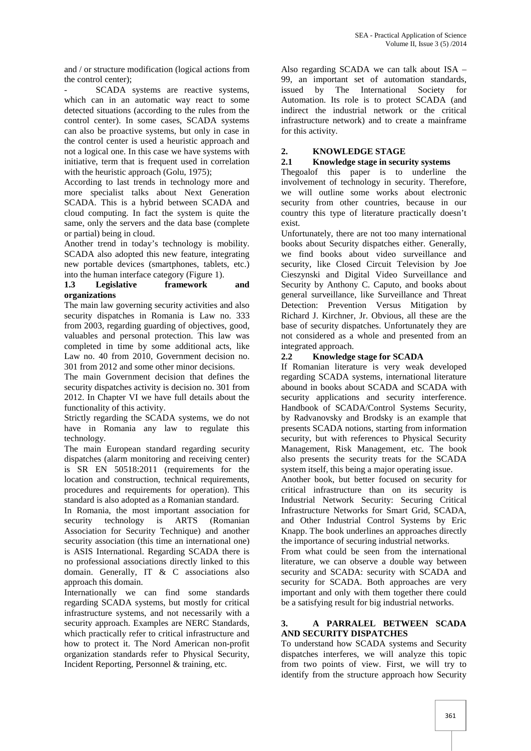and / or structure modification (logical actions from the control center);

- SCADA systems are reactive systems, which can in an automatic way react to some detected situations (according to the rules from the control center). In some cases, SCADA systems can also be proactive systems, but only in case in the control center is used a heuristic approach and not a logical one. In this case we have systems with initiative, term that is frequent used in correlation with the heuristic approach (Golu, 1975);

According to last trends in technology more and more specialist talks about Next Generation SCADA. This is a hybrid between SCADA and cloud computing. In fact the system is quite the same, only the servers and the data base (complete or partial) being in cloud.

Another trend in today's technology is mobility. SCADA also adopted this new feature, integrating new portable devices (smartphones, tablets, etc.) into the human interface category (Figure 1).

### 1.3 Legislative framework and organizations

The main law governing security activities and also security dispatches in Romania is Law no. 333 from 2003, regarding guarding of objectives, good, valuables and personal protection. This law was completed in time by some additional acts, like Law no. 40 from 2010, Government decision no. 301 from 2012 and some other minor decisions.

The main Government decision that defines the security dispatches activity is decision no. 301 from 2012. In Chapter VI we have full details about the functionality of this activity.

Strictly regarding the SCADA systems, we do not have in Romania any law to regulate this technology.

The main European standard regarding security dispatches (alarm monitoring and receiving center) is SR EN 50518:2011 (requirements for the location and construction, technical requirements, procedures and requirements for operation). This standard is also adopted as a Romanian standard.

In Romania, the most important association for security technology is ARTS (Romanian Association for Security Technique) and another security association (this time an international one) is ASIS International. Regarding SCADA there is no professional associations directly linked to this domain. Generally, IT & C associations also approach this domain.

Internationally we can find some standards regarding SCADA systems, but mostly for critical infrastructure systems, and not necessarily with a security approach. Examples are NERC Standards, which practically refer to critical infrastructure and how to protect it. The Nord American non-profit organization standards refer to Physical Security, Incident Reporting, Personnel & training, etc.

Also regarding SCADA we can talk about ISA – 99, an important set of automation standards, issued by The International Society for Automation. Its role is to protect SCADA (and indirect the industrial network or the critical infrastructure network) and to create a mainframe for this activity.

## 2. KNOWLEDGE STAGE

### 2.1 Knowledge stage in security systems

Thegoalof this paper is to underline the involvement of technology in security. Therefore, we will outline some works about electronic security from other countries, because in our country this type of literature practically doesn't exist.

Unfortunately, there are not too many international books about Security dispatches either. Generally, we find books about video surveillance and security, like Closed Circuit Television by Joe Cieszynski and Digital Video Surveillance and Security by Anthony C. Caputo, and books about general surveillance, like Surveillance and Threat Detection: Prevention Versus Mitigation by Richard J. Kirchner, Jr. Obvious, all these are the base of security dispatches. Unfortunately they are not considered as a whole and presented from an integrated approach.

### 2.2 Knowledge stage for SCADA

If Romanian literature is very weak developed regarding SCADA systems, international literature abound in books about SCADA and SCADA with security applications and security interference. Handbook of SCADA/Control Systems Security, by Radvanovsky and Brodsky is an example that presents SCADA notions, starting from information security, but with references to Physical Security Management, Risk Management, etc. The book also presents the security treats for the SCADA system itself, this being a major operating issue.

Another book, but better focused on security for critical infrastructure than on its security is Industrial Network Security: Securing Critical Infrastructure Networks for Smart Grid, SCADA, and Other Industrial Control Systems by Eric Knapp. The book underlines an approaches directly the importance of securing industrial networks.

From what could be seen from the international literature, we can observe a double way between security and SCADA: security with SCADA and security for SCADA. Both approaches are very important and only with them together there could be a satisfying result for big industrial networks.

## 3. A PARRALEL BETWEEN SCADA AND SECURITY DISPATCHES

To understand how SCADA systems and Security dispatches interferes, we will analyze this topic from two points of view. First, we will try to identify from the structure approach how Security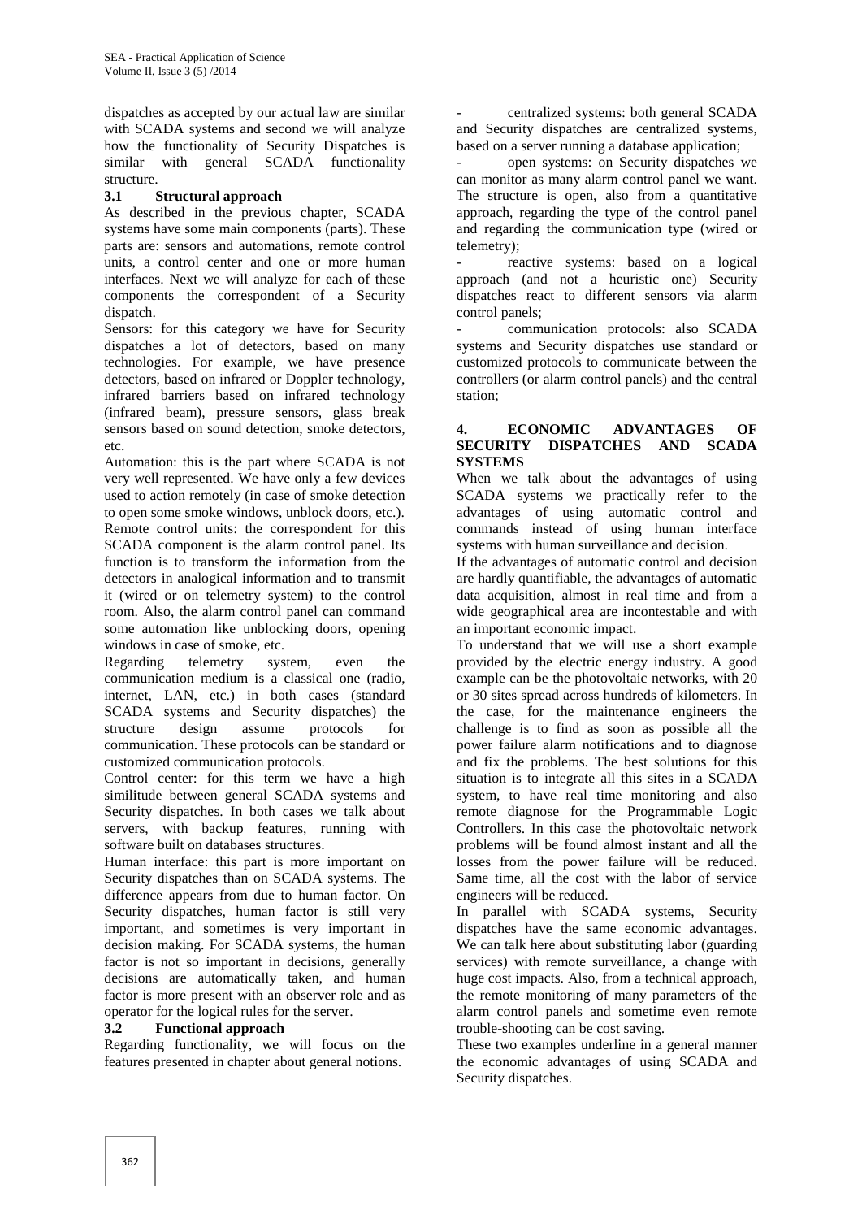dispatches as accepted by our actual law are similar with SCADA systems and second we will analyze how the functionality of Security Dispatches is similar with general SCADA functionality structure.

### 3.1 Structural approach

As described in the previous chapter, SCADA systems have some main components (parts). These parts are: sensors and automations, remote control units, a control center and one or more human interfaces. Next we will analyze for each of these components the correspondent of a Security dispatch.

Sensors: for this category we have for Security dispatches a lot of detectors, based on many technologies. For example, we have presence detectors, based on infrared or Doppler technology, infrared barriers based on infrared technology (infrared beam), pressure sensors, glass break sensors based on sound detection, smoke detectors, etc.

Automation: this is the part where SCADA is not very well represented. We have only a few devices used to action remotely (in case of smoke detection to open some smoke windows, unblock doors, etc.).

Remote control units: the correspondent for this SCADA component is the alarm control panel. Its function is to transform the information from the detectors in analogical information and to transmit it (wired or on telemetry system) to the control room. Also, the alarm control panel can command some automation like unblocking doors, opening windows in case of smoke, etc.

Regarding telemetry system, even the communication medium is a classical one (radio, internet, LAN, etc.) in both cases (standard SCADA systems and Security dispatches) the structure design assume protocols for communication. These protocols can be standard or customized communication protocols.

Control center: for this term we have a high similitude between general SCADA systems and Security dispatches. In both cases we talk about servers, with backup features, running with software built on databases structures.

Human interface: this part is more important on Security dispatches than on SCADA systems. The difference appears from due to human factor. On Security dispatches, human factor is still very important, and sometimes is very important in decision making. For SCADA systems, the human factor is not so important in decisions, generally decisions are automatically taken, and human factor is more present with an observer role and as operator for the logical rules for the server.

### 3.2 Functional approach

Regarding functionality, we will focus on the features presented in chapter about general notions.

- centralized systems: both general SCADA and Security dispatches are centralized systems, based on a server running a database application;
- open systems: on Security dispatches we can monitor as many alarm control panel we want. The structure is open, also from a quantitative approach, regarding the type of the control panel and regarding the communication type (wired or telemetry);
- reactive systems: based on a logical approach (and not a heuristic one) Security dispatches react to different sensors via alarm control panels;
- communication protocols: also SCADA systems and Security dispatches use standard or customized protocols to communicate between the controllers (or alarm control panels) and the central station;

## 4. ECONOMIC ADVANTAGES OF SECURITY DISPATCHES AND SCADA SYSTEMS

When we talk about the advantages of using SCADA systems we practically refer to the advantages of using automatic control and commands instead of using human interface systems with human surveillance and decision.

If the advantages of automatic control and decision are hardly quantifiable, the advantages of automatic data acquisition, almost in real time and from a wide geographical area are incontestable and with an important economic impact.

To understand that we will use a short example provided by the electric energy industry. A good example can be the photovoltaic networks, with 20 or 30 sites spread across hundreds of kilometers. In the case, for the maintenance engineers the challenge is to find as soon as possible all the power failure alarm notifications and to diagnose and fix the problems. The best solutions for this situation is to integrate all this sites in a SCADA system, to have real time monitoring and also remote diagnose for the Programmable Logic Controllers. In this case the photovoltaic network problems will be found almost instant and all the losses from the power failure will be reduced. Same time, all the cost with the labor of service engineers will be reduced.

In parallel with SCADA systems, Security dispatches have the same economic advantages. We can talk here about substituting labor (guarding services) with remote surveillance, a change with huge cost impacts. Also, from a technical approach, the remote monitoring of many parameters of the alarm control panels and sometime even remote trouble-shooting can be cost saving.

These two examples underline in a general manner the economic advantages of using SCADA and Security dispatches.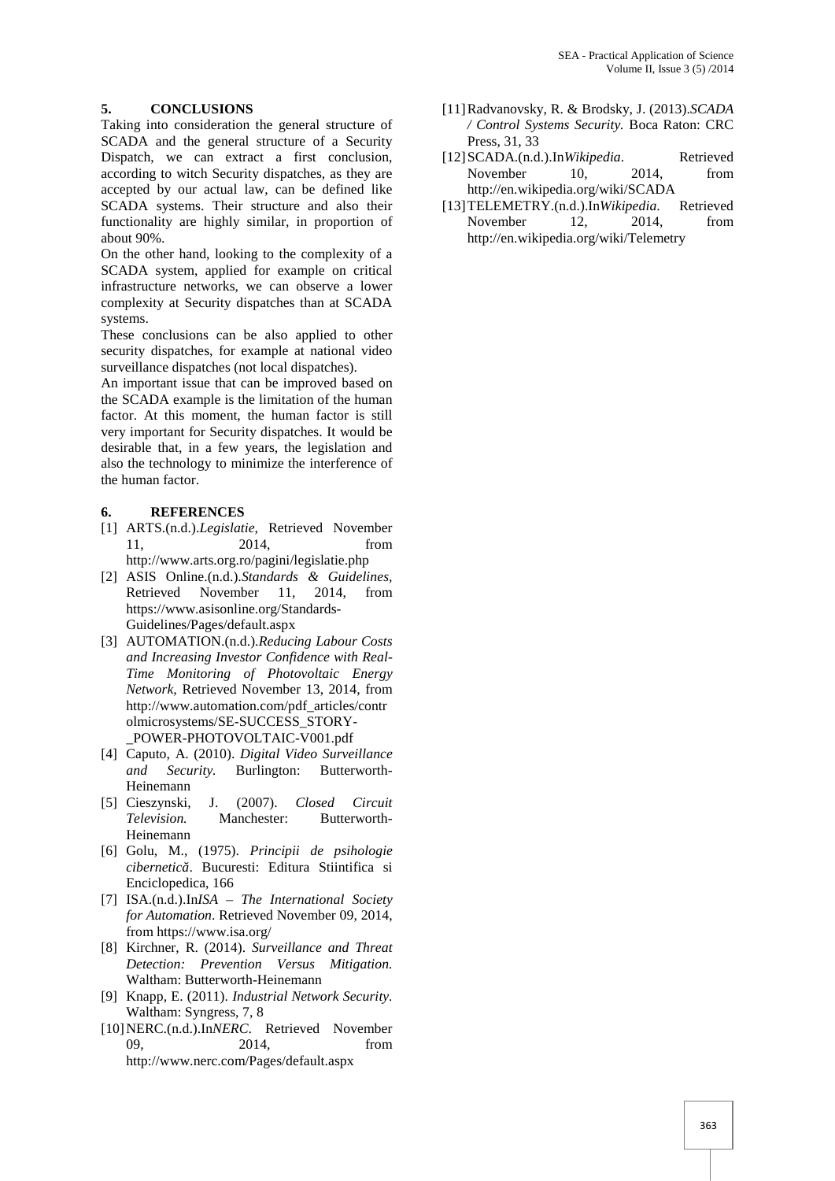## 5. CONCLUSIONS

Taking into consideration the general structure of SCADA and the general structure of a Security Dispatch, we can extract a first conclusion, according to witch Security dispatches, as they are accepted by our actual law, can be defined like SCADA systems. Their structure and also their functionality are highly similar, in proportion of about 90%.

On the other hand, looking to the complexity of a SCADA system, applied for example on critical infrastructure networks, we can observe a lower complexity at Security dispatches than at SCADA systems.

These conclusions can be also applied to other security dispatches, for example at national video surveillance dispatches (not local dispatches).

An important issue that can be improved based on the SCADA example is the limitation of the human factor. At this moment, the human factor is still very important for Security dispatches. It would be desirable that, in a few years, the legislation and also the technology to minimize the interference of the human factor.

## 6. REFERENCES

[1] ARTS.(n.d.).*Legislatie*, Retrieved November 11, 2014, from http://www.arts.org.ro/pagini/legislatie.php

[2] ASIS Online.(n.d.).*Standards & Guidelines*, Retrieved November 11, 2014, from https://www.asisonline.org/Standards-Guidelines/Pages/default.aspx

[3] AUTOMATION.(n.d.).*Reducing Labour Costs and Increasing Investor Confidence with Real-Time Monitoring of Photovoltaic Energy Network*, Retrieved November 13, 2014, from http://www.automation.com/pdf_articles/contrdolmicrosystems/SE-SUCCESS_STORY-_POWER-PHOTOVOLTAIC-V001.pdf

[4] Caputo, A. (2010). *Digital Video Surveillance and Security.* Burlington: Butterworth-Heinemann

[5] Cieszynski, J. (2007). *Closed Circuit Television.* Manchester: Butterworth-Heinemann

[6] Golu, M., (1975). *Principii de psihologie cibernetică*. Bucuresti: Editura Stiintifica si Enciclopedica, 166

[7] ISA.(n.d.).In*ISA – The International Society for Automation*. Retrieved November 09, 2014, from https://www.isa.org/

[8] Kirchner, R. (2014). *Surveillance and Threat Detection: Prevention Versus Mitigation.* Waltham: Butterworth-Heinemann

[9] Knapp, E. (2011). *Industrial Network Security.* Waltham: Syngress, 7, 8

[10] NERC.(n.d.).In*NERC*. Retrieved November 09, 2014, from http://www.nerc.com/Pages/default.aspx

[11] Radvanovsky, R. & Brodsky, J. (2013).*SCADA / Control Systems Security.* Boca Raton: CRC Press, 31, 33

[12] SCADA.(n.d.).In*Wikipedia*. Retrieved November 10, 2014, from http://en.wikipedia.org/wiki/SCADA

[13] TELEMETRY.(n.d.).In*Wikipedia.* Retrieved November 12, 2014, from http://en.wikipedia.org/wiki/Telemetry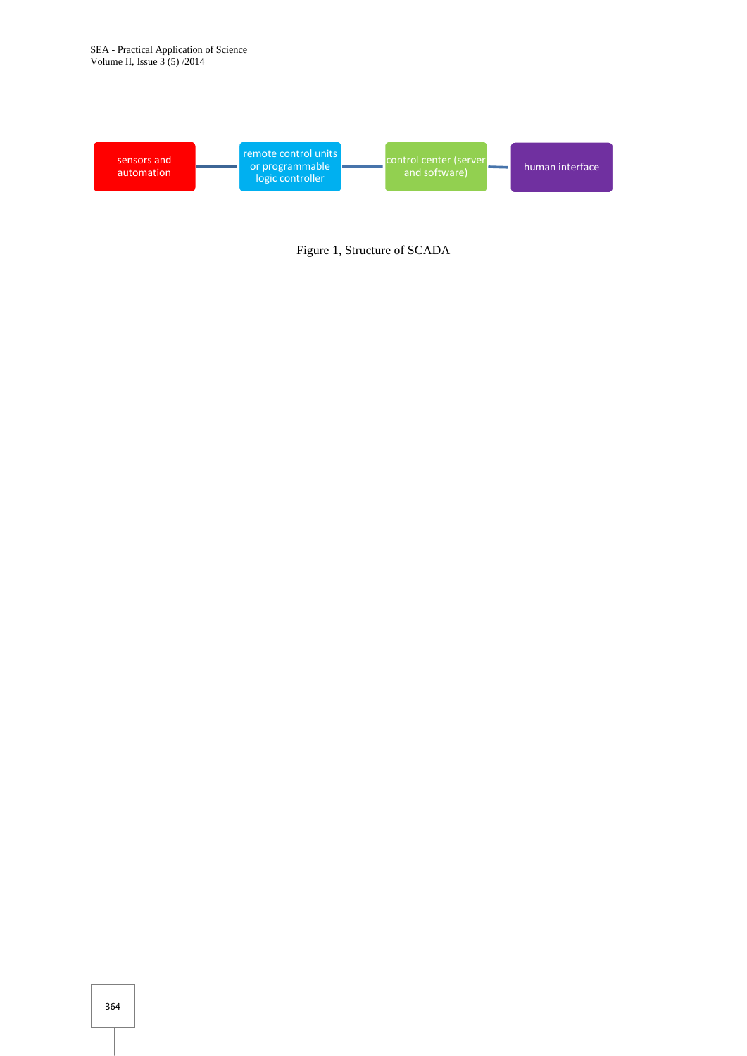sensors and automation

remote control units or programmable logic controller

control center (server and software)

human interface

Figure 1, Structure of SCADA